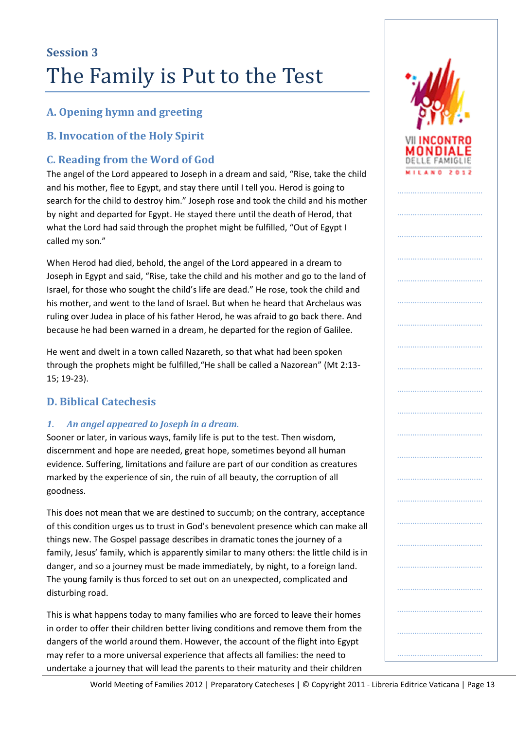# Session 3

# The Family is Put to the Test

## A. Opening hymn and greeting

## B. Invocation of the Holy Spirit

## C. Reading from the Word of God

The angel of the Lord appeared to Joseph in a dream and said, "Rise, take the child and his mother, flee to Egypt, and stay there until I tell you. Herod is going to search for the child to destroy him." Joseph rose and took the child and his mother by night and departed for Egypt. He stayed there until the death of Herod, that what the Lord had said through the prophet might be fulfilled, "Out of Egypt I called my son."

When Herod had died, behold, the angel of the Lord appeared in a dream to Joseph in Egypt and said, "Rise, take the child and his mother and go to the land of Israel, for those who sought the child's life are dead." He rose, took the child and his mother, and went to the land of Israel. But when he heard that Archelaus was ruling over Judea in place of his father Herod, he was afraid to go back there. And because he had been warned in a dream, he departed for the region of Galilee.

He went and dwelt in a town called Nazareth, so that what had been spoken through the prophets might be fulfilled,"He shall be called a Nazorean" (Mt 2:13-15; 19-23).

## D. Biblical Catechesis

### *1. An angel appeared to Joseph in a dream.*

Sooner or later, in various ways, family life is put to the test. Then wisdom, discernment and hope are needed, great hope, sometimes beyond all human evidence. Suffering, limitations and failure are part of our condition as creatures marked by the experience of sin, the ruin of all beauty, the corruption of all goodness.

This does not mean that we are destined to succumb; on the contrary, acceptance of this condition urges us to trust in God's benevolent presence which can make all things new. The Gospel passage describes in dramatic tones the journey of a family, Jesus' family, which is apparently similar to many others: the little child is in danger, and so a journey must be made immediately, by night, to a foreign land. The young family is thus forced to set out on an unexpected, complicated and disturbing road.

This is what happens today to many families who are forced to leave their homes in order to offer their children better living conditions and remove them from the dangers of the world around them. However, the account of the flight into Egypt may refer to a more universal experience that affects all families: the need to undertake a journey that will lead the parents to their maturity and their children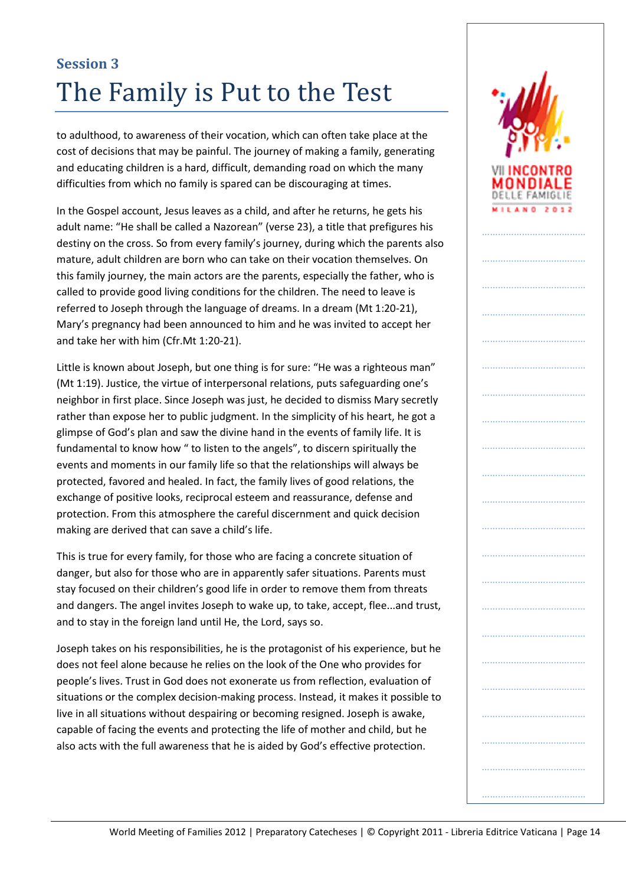## Session 3

# The Family is Put to the Test

to adulthood, to awareness of their vocation, which can often take place at the cost of decisions that may be painful. The journey of making a family, generating and educating children is a hard, difficult, demanding road on which the many difficulties from which no family is spared can be discouraging at times.

In the Gospel account, Jesus leaves as a child, and after he returns, he gets his adult name: "He shall be called a Nazorean" (verse 23), a title that prefigures his destiny on the cross. So from every family's journey, during which the parents also mature, adult children are born who can take on their vocation themselves. On this family journey, the main actors are the parents, especially the father, who is called to provide good living conditions for the children. The need to leave is referred to Joseph through the language of dreams. In a dream (Mt 1:20-21), Mary's pregnancy had been announced to him and he was invited to accept her and take her with him (Cfr.Mt 1:20-21).

Little is known about Joseph, but one thing is for sure: "He was a righteous man" (Mt 1:19). Justice, the virtue of interpersonal relations, puts safeguarding one's neighbor in first place. Since Joseph was just, he decided to dismiss Mary secretly rather than expose her to public judgment. In the simplicity of his heart, he got a glimpse of God's plan and saw the divine hand in the events of family life. It is fundamental to know how " to listen to the angels", to discern spiritually the events and moments in our family life so that the relationships will always be protected, favored and healed. In fact, the family lives of good relations, the exchange of positive looks, reciprocal esteem and reassurance, defense and protection. From this atmosphere the careful discernment and quick decision making are derived that can save a child's life.

This is true for every family, for those who are facing a concrete situation of danger, but also for those who are in apparently safer situations. Parents must stay focused on their children's good life in order to remove them from threats and dangers. The angel invites Joseph to wake up, to take, accept, flee...and trust, and to stay in the foreign land until He, the Lord, says so.

Joseph takes on his responsibilities, he is the protagonist of his experience, but he does not feel alone because he relies on the look of the One who provides for people's lives. Trust in God does not exonerate us from reflection, evaluation of situations or the complex decision-making process. Instead, it makes it possible to live in all situations without despairing or becoming resigned. Joseph is awake, capable of facing the events and protecting the life of mother and child, but he also acts with the full awareness that he is aided by God's effective protection.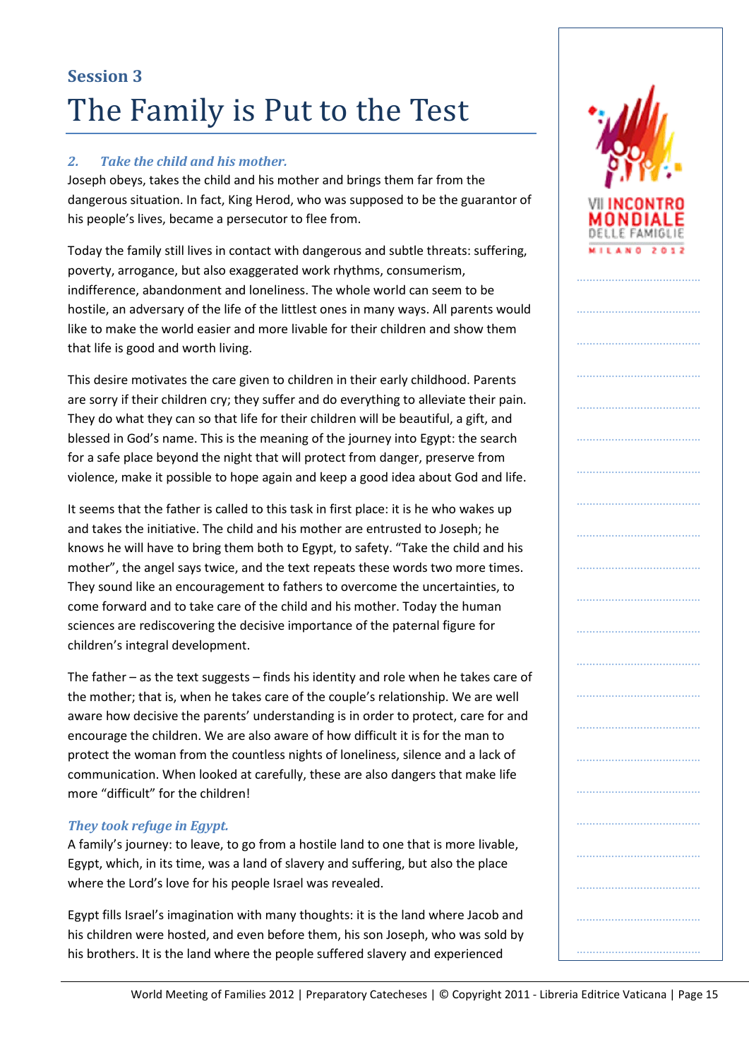## Session 3

# The Family is Put to the Test

### *2. Take the child and his mother.*

Joseph obeys, takes the child and his mother and brings them far from the dangerous situation. In fact, King Herod, who was supposed to be the guarantor of his people's lives, became a persecutor to flee from.

Today the family still lives in contact with dangerous and subtle threats: suffering, poverty, arrogance, but also exaggerated work rhythms, consumerism, indifference, abandonment and loneliness. The whole world can seem to be hostile, an adversary of the life of the littlest ones in many ways. All parents would like to make the world easier and more livable for their children and show them that life is good and worth living.

This desire motivates the care given to children in their early childhood. Parents are sorry if their children cry; they suffer and do everything to alleviate their pain. They do what they can so that life for their children will be beautiful, a gift, and blessed in God's name. This is the meaning of the journey into Egypt: the search for a safe place beyond the night that will protect from danger, preserve from violence, make it possible to hope again and keep a good idea about God and life.

It seems that the father is called to this task in first place: it is he who wakes up and takes the initiative. The child and his mother are entrusted to Joseph; he knows he will have to bring them both to Egypt, to safety. "Take the child and his mother", the angel says twice, and the text repeats these words two more times. They sound like an encouragement to fathers to overcome the uncertainties, to come forward and to take care of the child and his mother. Today the human sciences are rediscovering the decisive importance of the paternal figure for children's integral development.

The father – as the text suggests – finds his identity and role when he takes care of the mother; that is, when he takes care of the couple's relationship. We are well aware how decisive the parents' understanding is in order to protect, care for and encourage the children. We are also aware of how difficult it is for the man to protect the woman from the countless nights of loneliness, silence and a lack of communication. When looked at carefully, these are also dangers that make life more "difficult" for the children!

### *They took refuge in Egypt.*

A family's journey: to leave, to go from a hostile land to one that is more livable, Egypt, which, in its time, was a land of slavery and suffering, but also the place where the Lord's love for his people Israel was revealed.

Egypt fills Israel's imagination with many thoughts: it is the land where Jacob and his children were hosted, and even before them, his son Joseph, who was sold by his brothers. It is the land where the people suffered slavery and experienced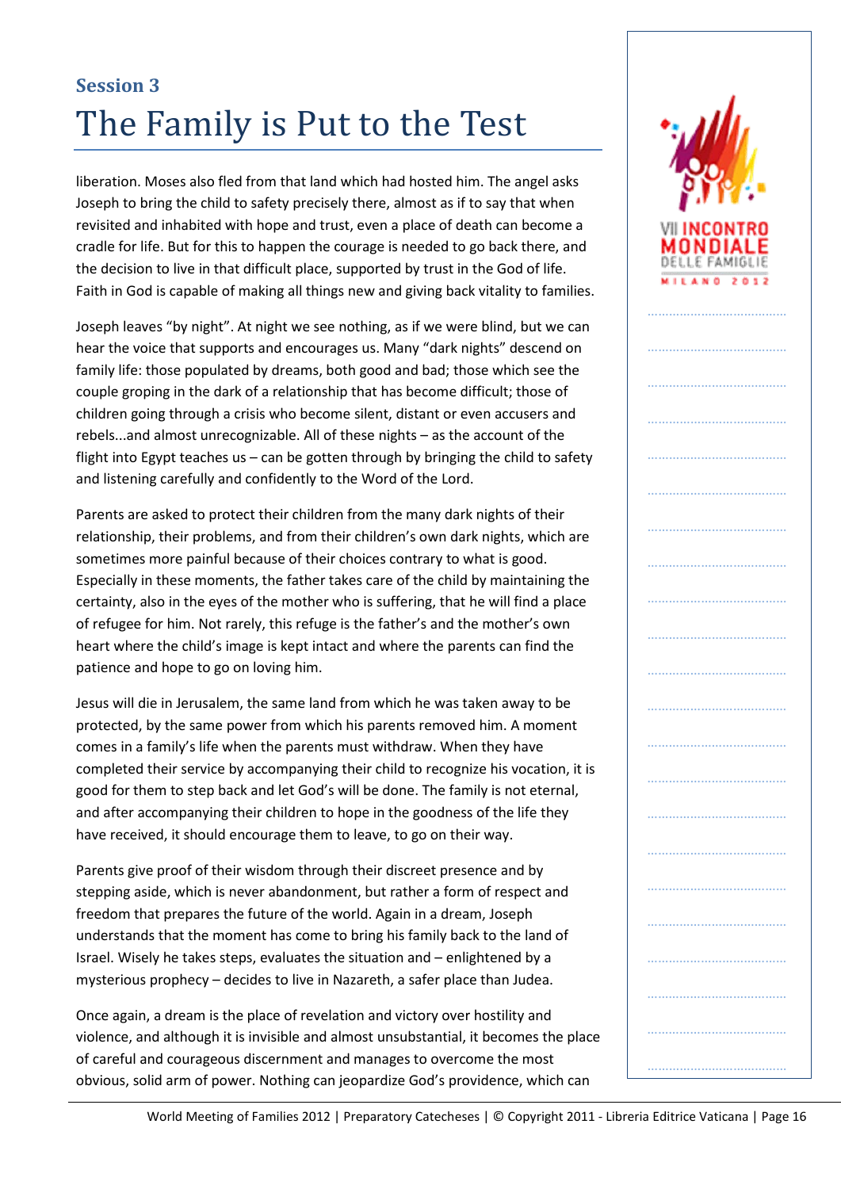## Session 3

# The Family is Put to the Test

liberation. Moses also fled from that land which had hosted him. The angel asks Joseph to bring the child to safety precisely there, almost as if to say that when revisited and inhabited with hope and trust, even a place of death can become a cradle for life. But for this to happen the courage is needed to go back there, and the decision to live in that difficult place, supported by trust in the God of life. Faith in God is capable of making all things new and giving back vitality to families.

Joseph leaves "by night". At night we see nothing, as if we were blind, but we can hear the voice that supports and encourages us. Many "dark nights" descend on family life: those populated by dreams, both good and bad; those which see the couple groping in the dark of a relationship that has become difficult; those of children going through a crisis who become silent, distant or even accusers and rebels...and almost unrecognizable. All of these nights – as the account of the flight into Egypt teaches us – can be gotten through by bringing the child to safety and listening carefully and confidently to the Word of the Lord.

Parents are asked to protect their children from the many dark nights of their relationship, their problems, and from their children's own dark nights, which are sometimes more painful because of their choices contrary to what is good. Especially in these moments, the father takes care of the child by maintaining the certainty, also in the eyes of the mother who is suffering, that he will find a place of refugee for him. Not rarely, this refuge is the father's and the mother's own heart where the child's image is kept intact and where the parents can find the patience and hope to go on loving him.

Jesus will die in Jerusalem, the same land from which he was taken away to be protected, by the same power from which his parents removed him. A moment comes in a family's life when the parents must withdraw. When they have completed their service by accompanying their child to recognize his vocation, it is good for them to step back and let God's will be done. The family is not eternal, and after accompanying their children to hope in the goodness of the life they have received, it should encourage them to leave, to go on their way.

Parents give proof of their wisdom through their discreet presence and by stepping aside, which is never abandonment, but rather a form of respect and freedom that prepares the future of the world. Again in a dream, Joseph understands that the moment has come to bring his family back to the land of Israel. Wisely he takes steps, evaluates the situation and – enlightened by a mysterious prophecy – decides to live in Nazareth, a safer place than Judea.

Once again, a dream is the place of revelation and victory over hostility and violence, and although it is invisible and almost unsubstantial, it becomes the place of careful and courageous discernment and manages to overcome the most obvious, solid arm of power. Nothing can jeopardize God's providence, which can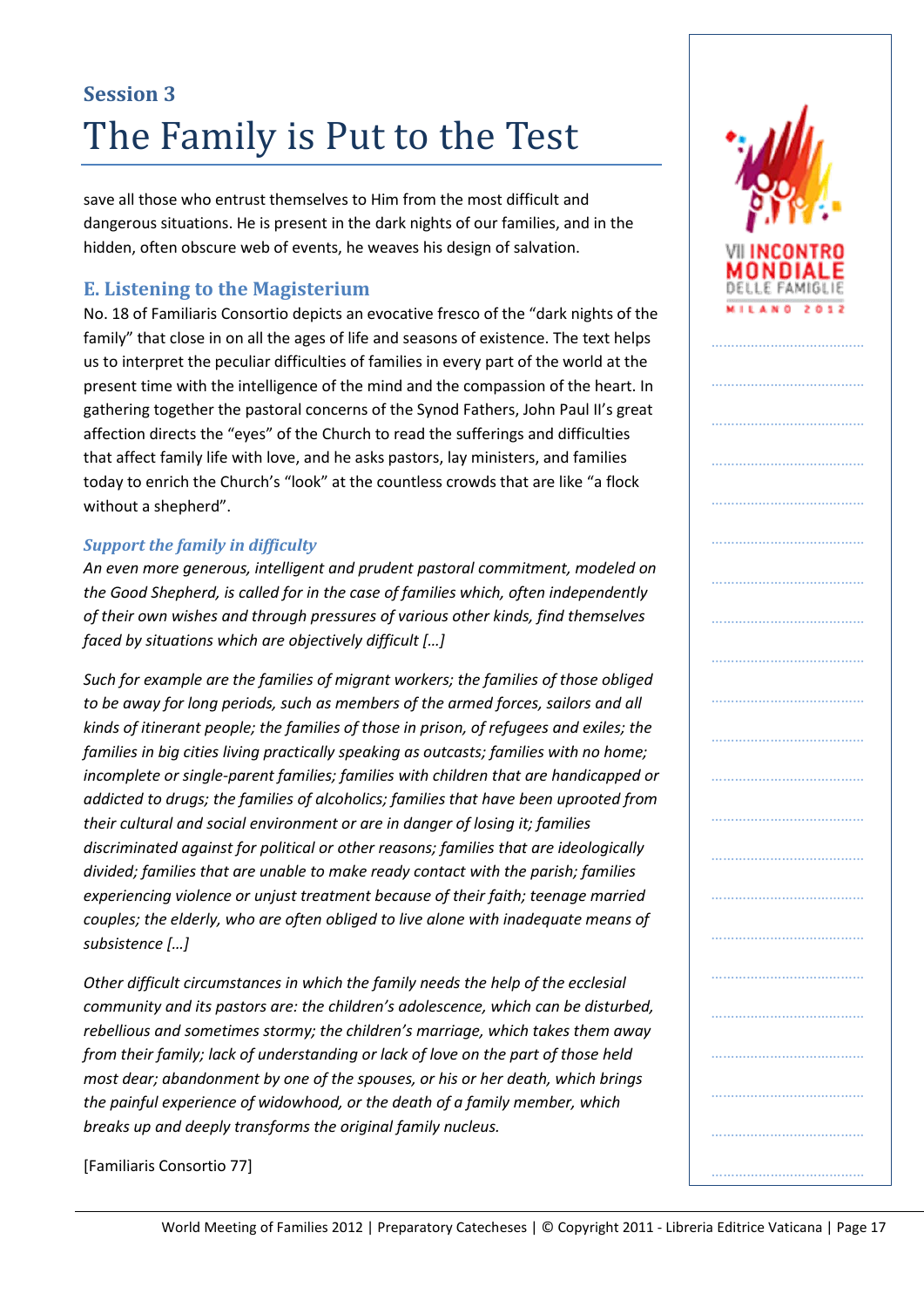save all those who entrust themselves to Him from the most difficult and dangerous situations. He is present in the dark nights of our families, and in the hidden, often obscure web of events, he weaves his design of salvation.

## E. Listening to the Magisterium

No. 18 of Familiaris Consortio depicts an evocative fresco of the "dark nights of the family" that close in on all the ages of life and seasons of existence. The text helps us to interpret the peculiar difficulties of families in every part of the world at the present time with the intelligence of the mind and the compassion of the heart. In gathering together the pastoral concerns of the Synod Fathers, John Paul II's great affection directs the "eyes" of the Church to read the sufferings and difficulties that affect family life with love, and he asks pastors, lay ministers, and families today to enrich the Church's "look" at the countless crowds that are like "a flock without a shepherd".

### *Support the family in difficulty*

*An even more generous, intelligent and prudent pastoral commitment, modeled on the Good Shepherd, is called for in the case of families which, often independently of their own wishes and through pressures of various other kinds, find themselves faced by situations which are objectively difficult […]*

*Such for example are the families of migrant workers; the families of those obliged to be away for long periods, such as members of the armed forces, sailors and all kinds of itinerant people; the families of those in prison, of refugees and exiles; the families in big cities living practically speaking as outcasts; families with no home; incomplete or single-parent families; families with children that are handicapped or addicted to drugs; the families of alcoholics; families that have been uprooted from their cultural and social environment or are in danger of losing it; families discriminated against for political or other reasons; families that are ideologically divided; families that are unable to make ready contact with the parish; families experiencing violence or unjust treatment because of their faith; teenage married couples; the elderly, who are often obliged to live alone with inadequate means of subsistence […]*

*Other difficult circumstances in which the family needs the help of the ecclesial community and its pastors are: the children's adolescence, which can be disturbed, rebellious and sometimes stormy; the children's marriage, which takes them away from their family; lack of understanding or lack of love on the part of those held most dear; abandonment by one of the spouses, or his or her death, which brings the painful experience of widowhood, or the death of a family member, which breaks up and deeply transforms the original family nucleus.*

[Familiaris Consortio 77]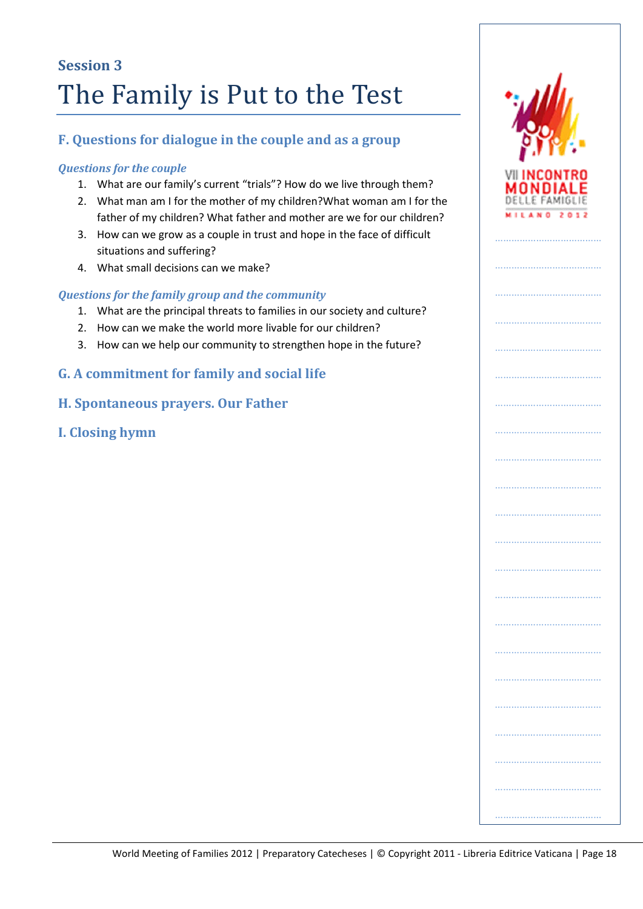## Session 3

# The Family is Put to the Test

### F. Questions for dialogue in the couple and as a group

#### *Questions for the couple*

1. What are our family's current "trials"? How do we live through them?
2. What man am I for the mother of my children?What woman am I for the father of my children? What father and mother are we for our children?
3. How can we grow as a couple in trust and hope in the face of difficult situations and suffering?
4. What small decisions can we make?

#### *Questions for the family group and the community*

1. What are the principal threats to families in our society and culture?
2. How can we make the world more livable for our children?
3. How can we help our community to strengthen hope in the future?

### G. A commitment for family and social life

### H. Spontaneous prayers. Our Father

### I. Closing hymn